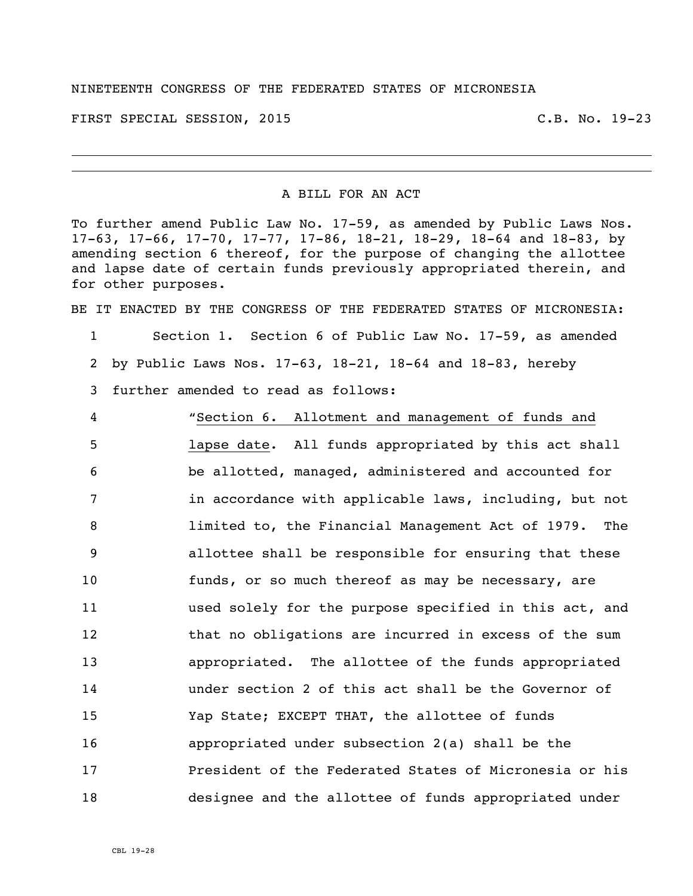NINETEENTH CONGRESS OF THE FEDERATED STATES OF MICRONESIA

FIRST SPECIAL SESSION, 2015 C.B. No. 19-23

---

A BILL FOR AN ACT

To further amend Public Law No. 17-59, as amended by Public Laws Nos. 17-63, 17-66, 17-70, 17-77, 17-86, 18-21, 18-29, 18-64 and 18-83, by amending section 6 thereof, for the purpose of changing the allottee and lapse date of certain funds previously appropriated therein, and for other purposes.

BE IT ENACTED BY THE CONGRESS OF THE FEDERATED STATES OF MICRONESIA:

1 Section 1. Section 6 of Public Law No. 17-59, as amended
2 by Public Laws Nos. 17-63, 18-21, 18-64 and 18-83, hereby
3 further amended to read as follows:

4 "Section 6. Allotment and management of funds and
5 lapse date. All funds appropriated by this act shall
6 be allotted, managed, administered and accounted for
7 in accordance with applicable laws, including, but not
8 limited to, the Financial Management Act of 1979. The
9 allottee shall be responsible for ensuring that these
10 funds, or so much thereof as may be necessary, are
11 used solely for the purpose specified in this act, and
12 that no obligations are incurred in excess of the sum
13 appropriated. The allottee of the funds appropriated
14 under section 2 of this act shall be the Governor of
15 Yap State; EXCEPT THAT, the allottee of funds
16 appropriated under subsection 2(a) shall be the
17 President of the Federated States of Micronesia or his
18 designee and the allottee of funds appropriated under

CBL 19-28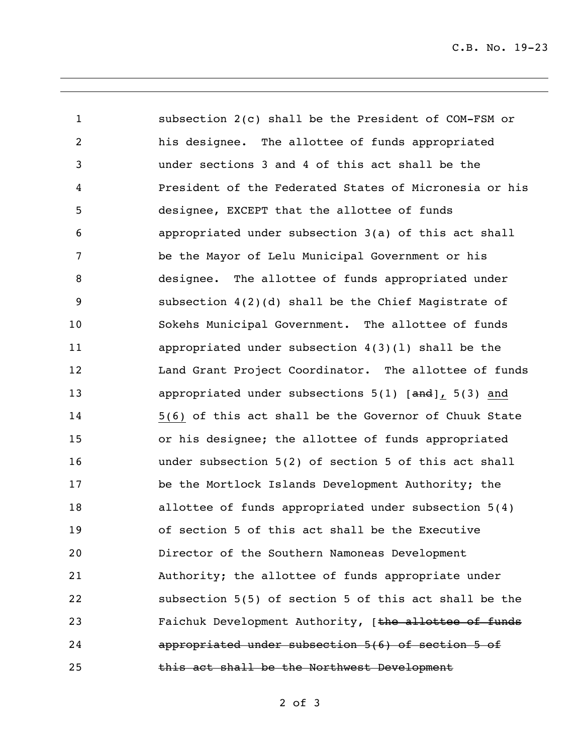subsection 2(c) shall be the President of COM-FSM or his designee. The allottee of funds appropriated under sections 3 and 4 of this act shall be the President of the Federated States of Micronesia or his designee, EXCEPT that the allottee of funds appropriated under subsection 3(a) of this act shall be the Mayor of Lelu Municipal Government or his designee. The allottee of funds appropriated under subsection 4(2)(d) shall be the Chief Magistrate of Sokehs Municipal Government. The allottee of funds appropriated under subsection 4(3)(l) shall be the Land Grant Project Coordinator. The allottee of funds appropriated under subsections 5(1) [~~and~~]<u>,</u> 5(3) <u>and 5(6)</u> of this act shall be the Governor of Chuuk State or his designee; the allottee of funds appropriated under subsection 5(2) of section 5 of this act shall be the Mortlock Islands Development Authority; the allottee of funds appropriated under subsection 5(4) of section 5 of this act shall be the Executive Director of the Southern Namoneas Development Authority; the allottee of funds appropriate under subsection 5(5) of section 5 of this act shall be the Faichuk Development Authority, [~~the allottee of funds appropriated under subsection 5(6) of section 5 of this act shall be the Northwest Development~~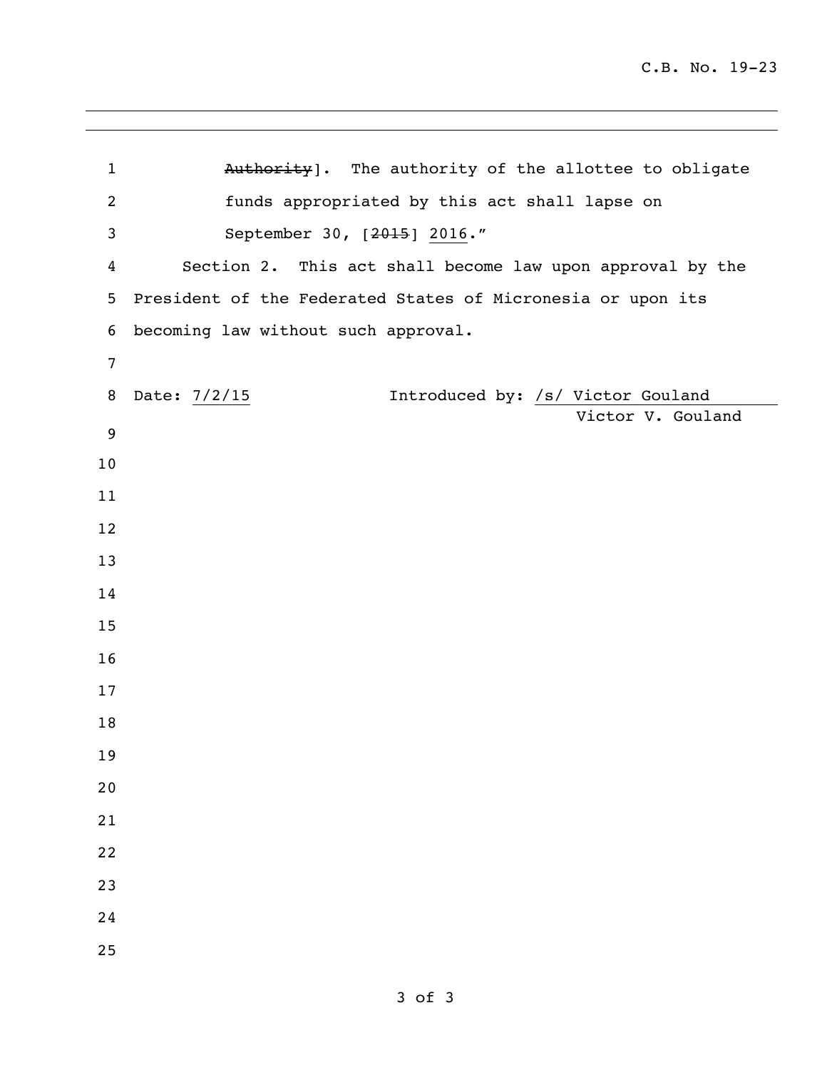~~Authority~~]. The authority of the allottee to obligate funds appropriated by this act shall lapse on September 30, [~~2015~~] <u>2016</u>."

Section 2. This act shall become law upon approval by the President of the Federated States of Micronesia or upon its becoming law without such approval.

Date: <u>7/2/15</u>

Introduced by: <u>/s/ Victor Gouland</u>

Victor V. Gouland